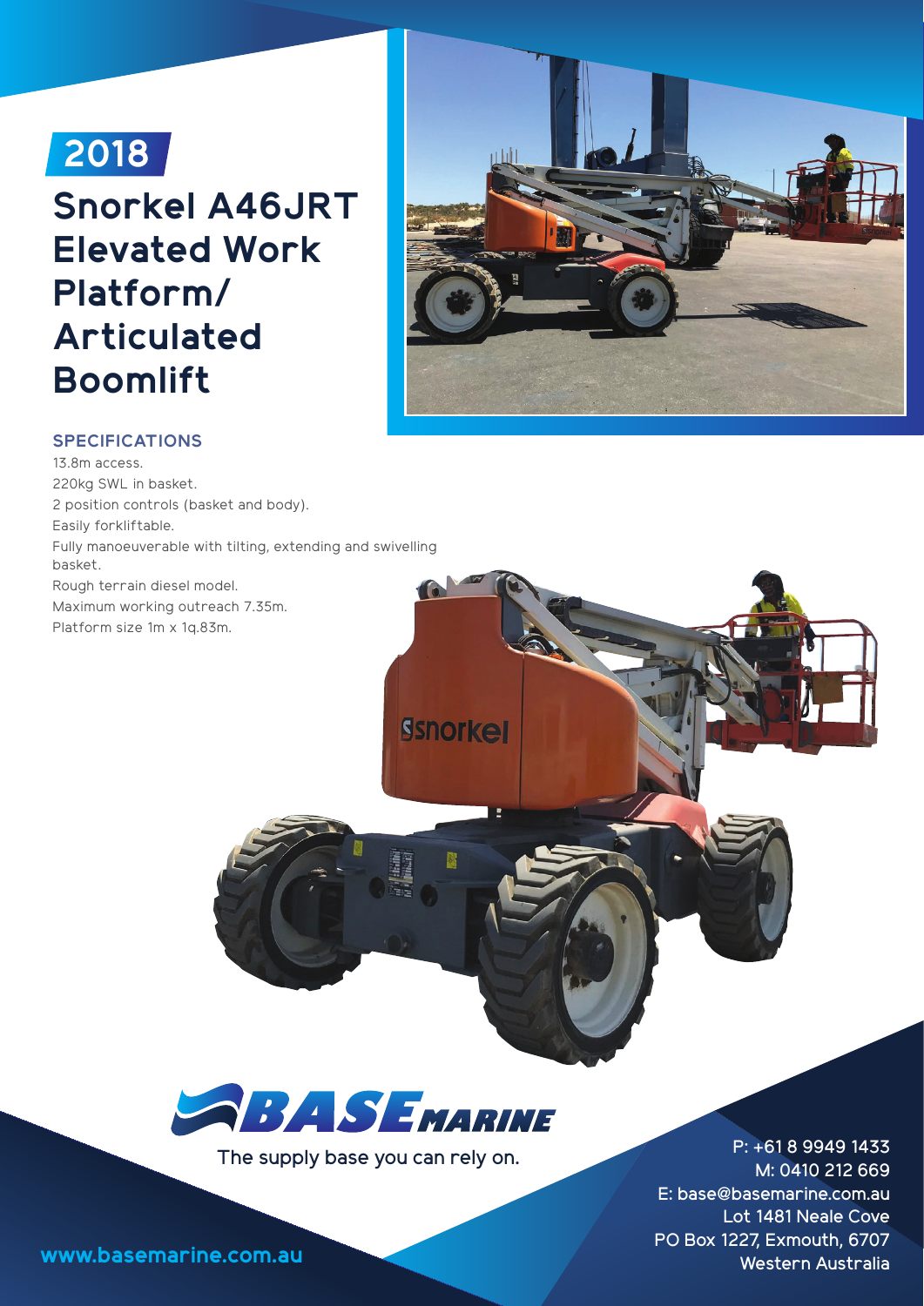# 2018

# Snorkel A46JRT Elevated Work Platform/ Articulated Boomlift

## SPECIFICATIONS

13.8m access.
220kg SWL in basket.
2 position controls (basket and body).
Easily forkliftable.
Fully manoeuverable with tilting, extending and swivelling basket.
Rough terrain diesel model.
Maximum working outreach 7.35m.
Platform size 1m x 1q.83m.

BASE MARINE

The supply base you can rely on.

P: +61 8 9949 1433
M: 0410 212 669
E: base@basemarine.com.au
Lot 1481 Neale Cove
PO Box 1227, Exmouth, 6707
Western Australia

www.basemarine.com.au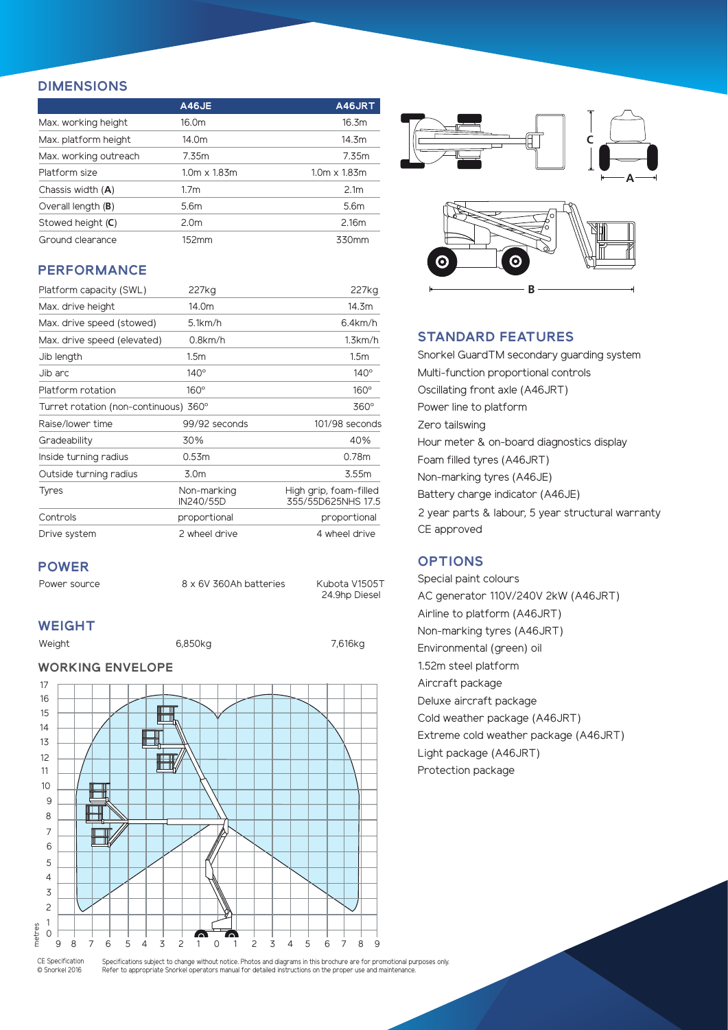## DIMENSIONS

| | A46JE | A46JRT |
|---|---|---|
| Max. working height | 16.0m | 16.3m |
| Max. platform height | 14.0m | 14.3m |
| Max. working outreach | 7.35m | 7.35m |
| Platform size | 1.0m x 1.83m | 1.0m x 1.83m |
| Chassis width (**A**) | 1.7m | 2.1m |
| Overall length (**B**) | 5.6m | 5.6m |
| Stowed height (**C**) | 2.0m | 2.16m |
| Ground clearance | 152mm | 330mm |

## PERFORMANCE

| | | |
|---|---|---|
| Platform capacity (SWL) | 227kg | 227kg |
| Max. drive height | 14.0m | 14.3m |
| Max. drive speed (stowed) | 5.1km/h | 6.4km/h |
| Max. drive speed (elevated) | 0.8km/h | 1.3km/h |
| Jib length | 1.5m | 1.5m |
| Jib arc | 140° | 140° |
| Platform rotation | 160° | 160° |
| Turret rotation (non-continuous) | 360° | 360° |
| Raise/lower time | 99/92 seconds | 101/98 seconds |
| Gradeability | 30% | 40% |
| Inside turning radius | 0.53m | 0.78m |
| Outside turning radius | 3.0m | 3.55m |
| Tyres | Non-marking IN240/55D | High grip, foam-filled 355/55D625NHS 17.5 |
| Controls | proportional | proportional |
| Drive system | 2 wheel drive | 4 wheel drive |

## POWER

| | | |
|---|---|---|
| Power source | 8 x 6V 360Ah batteries | Kubota V1505T 24.9hp Diesel |

## WEIGHT

| | | |
|---|---|---|
| Weight | 6,850kg | 7,616kg |

## WORKING ENVELOPE

metres

17 16 15 14 13 12 11 10 9 8 7 6 5 4 3 2 1 0

9 8 7 6 5 4 3 2 1 0 1 2 3 4 5 6 7 8 9

C

A

B

## STANDARD FEATURES

- Snorkel GuardTM secondary guarding system
- Multi-function proportional controls
- Oscillating front axle (A46JRT)
- Power line to platform
- Zero tailswing
- Hour meter & on-board diagnostics display
- Foam filled tyres (A46JRT)
- Non-marking tyres (A46JE)
- Battery charge indicator (A46JE)
- 2 year parts & labour, 5 year structural warranty
- CE approved

## OPTIONS

- Special paint colours
- AC generator 110V/240V 2kW (A46JRT)
- Airline to platform (A46JRT)
- Non-marking tyres (A46JRT)
- Environmental (green) oil
- 1.52m steel platform
- Aircraft package
- Deluxe aircraft package
- Cold weather package (A46JRT)
- Extreme cold weather package (A46JRT)
- Light package (A46JRT)
- Protection package

CE Specification
© Snorkel 2016

Specifications subject to change without notice. Photos and diagrams in this brochure are for promotional purposes only.
Refer to appropriate Snorkel operators manual for detailed instructions on the proper use and maintenance.